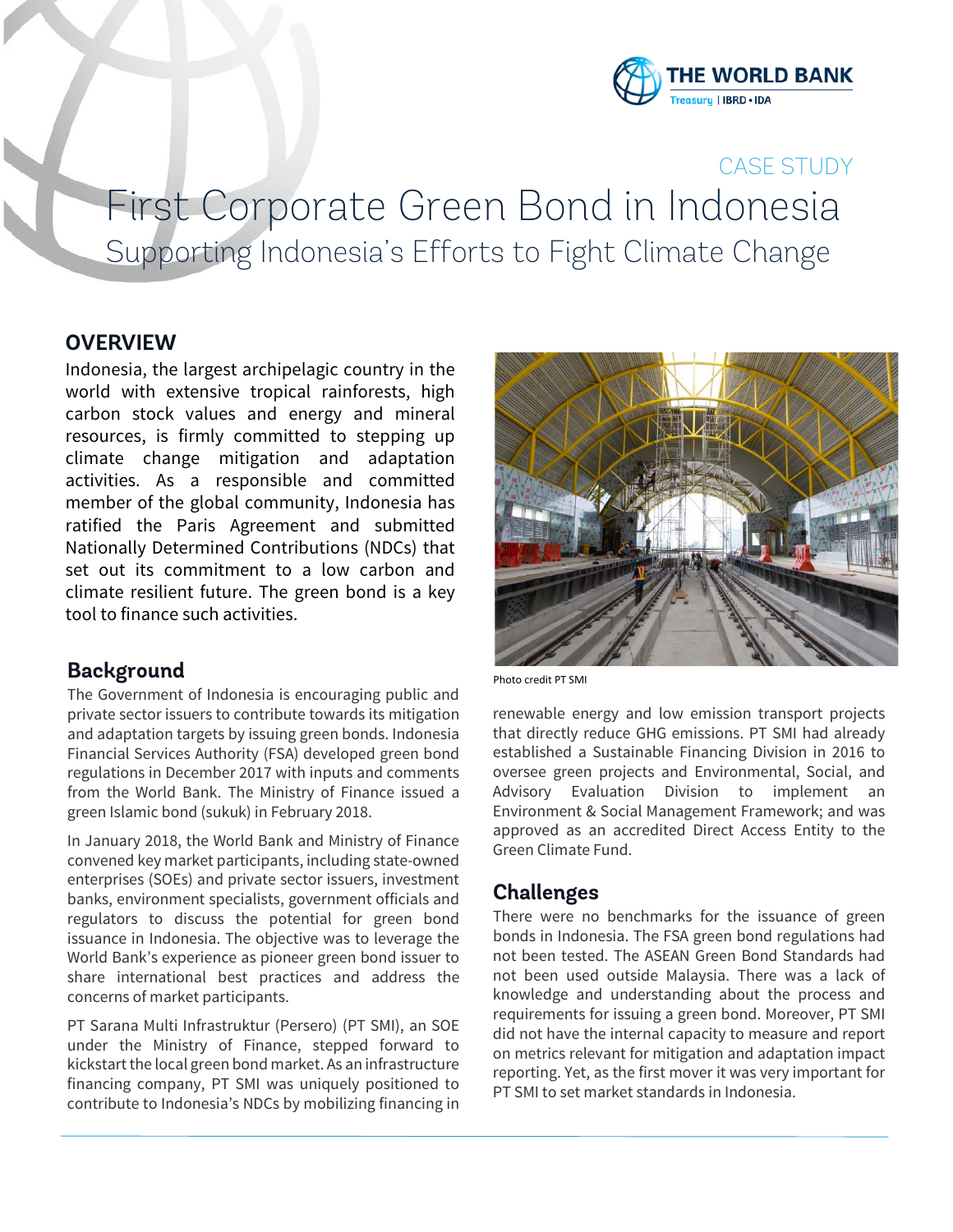CASE STUDY

# First Corporate Green Bond in Indonesia

## Supporting Indonesia's Efforts to Fight Climate Change

## OVERVIEW

Indonesia, the largest archipelagic country in the world with extensive tropical rainforests, high carbon stock values and energy and mineral resources, is firmly committed to stepping up climate change mitigation and adaptation activities. As a responsible and committed member of the global community, Indonesia has ratified the Paris Agreement and submitted Nationally Determined Contributions (NDCs) that set out its commitment to a low carbon and climate resilient future. The green bond is a key tool to finance such activities.

### Background

The Government of Indonesia is encouraging public and private sector issuers to contribute towards its mitigation and adaptation targets by issuing green bonds. Indonesia Financial Services Authority (FSA) developed green bond regulations in December 2017 with inputs and comments from the World Bank. The Ministry of Finance issued a green Islamic bond (sukuk) in February 2018.

In January 2018, the World Bank and Ministry of Finance convened key market participants, including state-owned enterprises (SOEs) and private sector issuers, investment banks, environment specialists, government officials and regulators to discuss the potential for green bond issuance in Indonesia. The objective was to leverage the World Bank's experience as pioneer green bond issuer to share international best practices and address the concerns of market participants.

PT Sarana Multi Infrastruktur (Persero) (PT SMI), an SOE under the Ministry of Finance, stepped forward to kickstart the local green bond market. As an infrastructure financing company, PT SMI was uniquely positioned to contribute to Indonesia's NDCs by mobilizing financing in renewable energy and low emission transport projects that directly reduce GHG emissions. PT SMI had already established a Sustainable Financing Division in 2016 to oversee green projects and Environmental, Social, and Advisory Evaluation Division to implement an Environment & Social Management Framework; and was approved as an accredited Direct Access Entity to the Green Climate Fund.

Photo credit PT SMI

### Challenges

There were no benchmarks for the issuance of green bonds in Indonesia. The FSA green bond regulations had not been tested. The ASEAN Green Bond Standards had not been used outside Malaysia. There was a lack of knowledge and understanding about the process and requirements for issuing a green bond. Moreover, PT SMI did not have the internal capacity to measure and report on metrics relevant for mitigation and adaptation impact reporting. Yet, as the first mover it was very important for PT SMI to set market standards in Indonesia.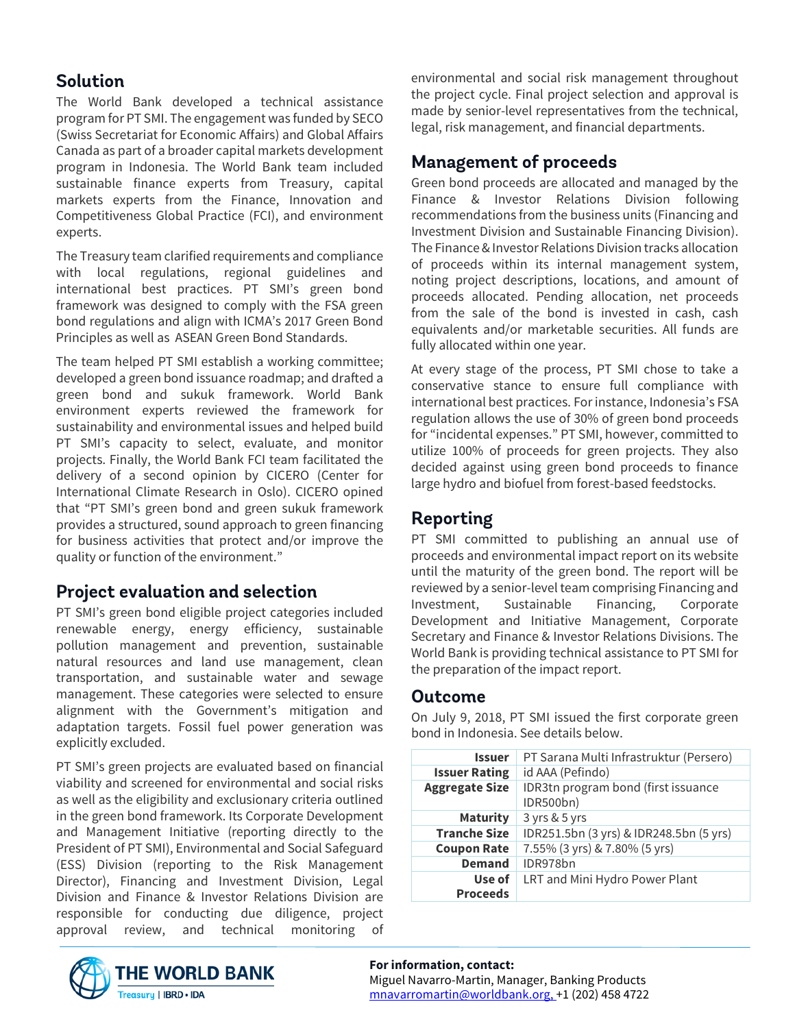## Solution

The World Bank developed a technical assistance program for PT SMI. The engagement was funded by SECO (Swiss Secretariat for Economic Affairs) and Global Affairs Canada as part of a broader capital markets development program in Indonesia. The World Bank team included sustainable finance experts from Treasury, capital markets experts from the Finance, Innovation and Competitiveness Global Practice (FCI), and environment experts.

The Treasury team clarified requirements and compliance with local regulations, regional guidelines and international best practices. PT SMI's green bond framework was designed to comply with the FSA green bond regulations and align with ICMA's 2017 Green Bond Principles as well as ASEAN Green Bond Standards.

The team helped PT SMI establish a working committee; developed a green bond issuance roadmap; and drafted a green bond and sukuk framework. World Bank environment experts reviewed the framework for sustainability and environmental issues and helped build PT SMI's capacity to select, evaluate, and monitor projects. Finally, the World Bank FCI team facilitated the delivery of a second opinion by CICERO (Center for International Climate Research in Oslo). CICERO opined that "PT SMI's green bond and green sukuk framework provides a structured, sound approach to green financing for business activities that protect and/or improve the quality or function of the environment."

## Project evaluation and selection

PT SMI's green bond eligible project categories included renewable energy, energy efficiency, sustainable pollution management and prevention, sustainable natural resources and land use management, clean transportation, and sustainable water and sewage management. These categories were selected to ensure alignment with the Government's mitigation and adaptation targets. Fossil fuel power generation was explicitly excluded.

PT SMI's green projects are evaluated based on financial viability and screened for environmental and social risks as well as the eligibility and exclusionary criteria outlined in the green bond framework. Its Corporate Development and Management Initiative (reporting directly to the President of PT SMI), Environmental and Social Safeguard (ESS) Division (reporting to the Risk Management Director), Financing and Investment Division, Legal Division and Finance & Investor Relations Division are responsible for conducting due diligence, project approval review, and technical monitoring of environmental and social risk management throughout the project cycle. Final project selection and approval is made by senior-level representatives from the technical, legal, risk management, and financial departments.

## Management of proceeds

Green bond proceeds are allocated and managed by the Finance & Investor Relations Division following recommendations from the business units (Financing and Investment Division and Sustainable Financing Division). The Finance & Investor Relations Division tracks allocation of proceeds within its internal management system, noting project descriptions, locations, and amount of proceeds allocated. Pending allocation, net proceeds from the sale of the bond is invested in cash, cash equivalents and/or marketable securities. All funds are fully allocated within one year.

At every stage of the process, PT SMI chose to take a conservative stance to ensure full compliance with international best practices. For instance, Indonesia's FSA regulation allows the use of 30% of green bond proceeds for "incidental expenses." PT SMI, however, committed to utilize 100% of proceeds for green projects. They also decided against using green bond proceeds to finance large hydro and biofuel from forest-based feedstocks.

## Reporting

PT SMI committed to publishing an annual use of proceeds and environmental impact report on its website until the maturity of the green bond. The report will be reviewed by a senior-level team comprising Financing and Investment, Sustainable Financing, Corporate Development and Initiative Management, Corporate Secretary and Finance & Investor Relations Divisions. The World Bank is providing technical assistance to PT SMI for the preparation of the impact report.

## Outcome

On July 9, 2018, PT SMI issued the first corporate green bond in Indonesia. See details below.

| | |
|---|---|
| **Issuer** | PT Sarana Multi Infrastruktur (Persero) |
| **Issuer Rating** | id AAA (Pefindo) |
| **Aggregate Size** | IDR3tn program bond (first issuance IDR500bn) |
| **Maturity** | 3 yrs & 5 yrs |
| **Tranche Size** | IDR251.5bn (3 yrs) & IDR248.5bn (5 yrs) |
| **Coupon Rate** | 7.55% (3 yrs) & 7.80% (5 yrs) |
| **Demand** | IDR978bn |
| **Use of Proceeds** | LRT and Mini Hydro Power Plant |

THE WORLD BANK
Treasury | IBRD • IDA

**For information, contact:**
Miguel Navarro-Martin, Manager, Banking Products
mnavarromartin@worldbank.org, +1 (202) 458 4722